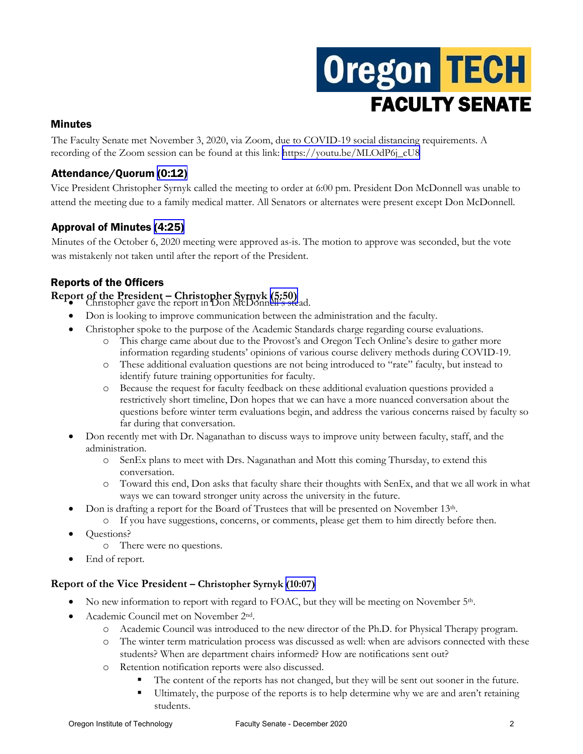# Oregon TECH FACULTY SENATE

## Minutes

The Faculty Senate met November 3, 2020, via Zoom, due to COVID-19 social distancing requirements. A recording of the Zoom session can be found at this link: https://youtu.be/MLOdP6j_cU8

### Attendance/Quorum (0:12)

Vice President Christopher Syrnyk called the meeting to order at 6:00 pm. President Don McDonnell was unable to attend the meeting due to a family medical matter. All Senators or alternates were present except Don McDonnell.

### Approval of Minutes (4:25)

Minutes of the October 6, 2020 meeting were approved as-is. The motion to approve was seconded, but the vote was mistakenly not taken until after the report of the President.

### Reports of the Officers

**Report of the President – Christopher Syrnyk (5:50)**

- Christopher gave the report in Don McDonnell's stead.
- Don is looking to improve communication between the administration and the faculty.
- Christopher spoke to the purpose of the Academic Standards charge regarding course evaluations.
  - This charge came about due to the Provost's and Oregon Tech Online's desire to gather more information regarding students' opinions of various course delivery methods during COVID-19.
  - These additional evaluation questions are not being introduced to "rate" faculty, but instead to identify future training opportunities for faculty.
  - Because the request for faculty feedback on these additional evaluation questions provided a restrictively short timeline, Don hopes that we can have a more nuanced conversation about the questions before winter term evaluations begin, and address the various concerns raised by faculty so far during that conversation.
- Don recently met with Dr. Naganathan to discuss ways to improve unity between faculty, staff, and the administration.
  - SenEx plans to meet with Drs. Naganathan and Mott this coming Thursday, to extend this conversation.
  - Toward this end, Don asks that faculty share their thoughts with SenEx, and that we all work in what ways we can toward stronger unity across the university in the future.
- Don is drafting a report for the Board of Trustees that will be presented on November 13th.
  - If you have suggestions, concerns, or comments, please get them to him directly before then.
- Questions?
  - There were no questions.
- End of report.

**Report of the Vice President – Christopher Syrnyk (10:07)**

- No new information to report with regard to FOAC, but they will be meeting on November 5th.
- Academic Council met on November 2nd.
  - Academic Council was introduced to the new director of the Ph.D. for Physical Therapy program.
  - The winter term matriculation process was discussed as well: when are advisors connected with these students? When are department chairs informed? How are notifications sent out?
  - Retention notification reports were also discussed.
    - The content of the reports has not changed, but they will be sent out sooner in the future.
    - Ultimately, the purpose of the reports is to help determine why we are and aren't retaining students.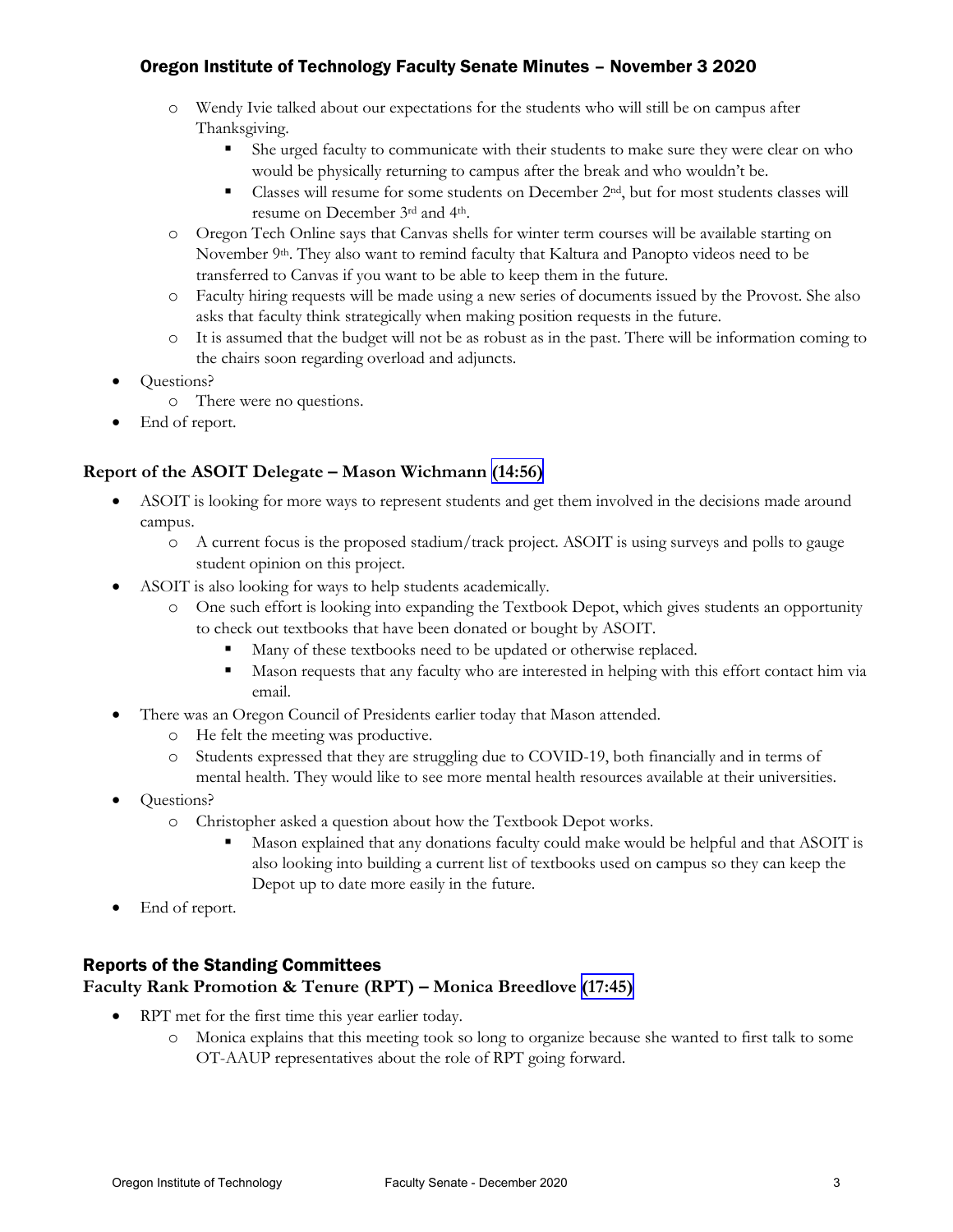- Wendy Ivie talked about our expectations for the students who will still be on campus after Thanksgiving.
  - She urged faculty to communicate with their students to make sure they were clear on who would be physically returning to campus after the break and who wouldn't be.
  - Classes will resume for some students on December 2nd, but for most students classes will resume on December 3rd and 4th.
- Oregon Tech Online says that Canvas shells for winter term courses will be available starting on November 9th. They also want to remind faculty that Kaltura and Panopto videos need to be transferred to Canvas if you want to be able to keep them in the future.
- Faculty hiring requests will be made using a new series of documents issued by the Provost. She also asks that faculty think strategically when making position requests in the future.
- It is assumed that the budget will not be as robust as in the past. There will be information coming to the chairs soon regarding overload and adjuncts.

- Questions?
  - There were no questions.
- End of report.

### Report of the ASOIT Delegate – Mason Wichmann (14:56)

- ASOIT is looking for more ways to represent students and get them involved in the decisions made around campus.
  - A current focus is the proposed stadium/track project. ASOIT is using surveys and polls to gauge student opinion on this project.
- ASOIT is also looking for ways to help students academically.
  - One such effort is looking into expanding the Textbook Depot, which gives students an opportunity to check out textbooks that have been donated or bought by ASOIT.
    - Many of these textbooks need to be updated or otherwise replaced.
    - Mason requests that any faculty who are interested in helping with this effort contact him via email.
- There was an Oregon Council of Presidents earlier today that Mason attended.
  - He felt the meeting was productive.
  - Students expressed that they are struggling due to COVID-19, both financially and in terms of mental health. They would like to see more mental health resources available at their universities.
- Questions?
  - Christopher asked a question about how the Textbook Depot works.
    - Mason explained that any donations faculty could make would be helpful and that ASOIT is also looking into building a current list of textbooks used on campus so they can keep the Depot up to date more easily in the future.
- End of report.

## Reports of the Standing Committees

### Faculty Rank Promotion & Tenure (RPT) – Monica Breedlove (17:45)

- RPT met for the first time this year earlier today.
  - Monica explains that this meeting took so long to organize because she wanted to first talk to some OT-AAUP representatives about the role of RPT going forward.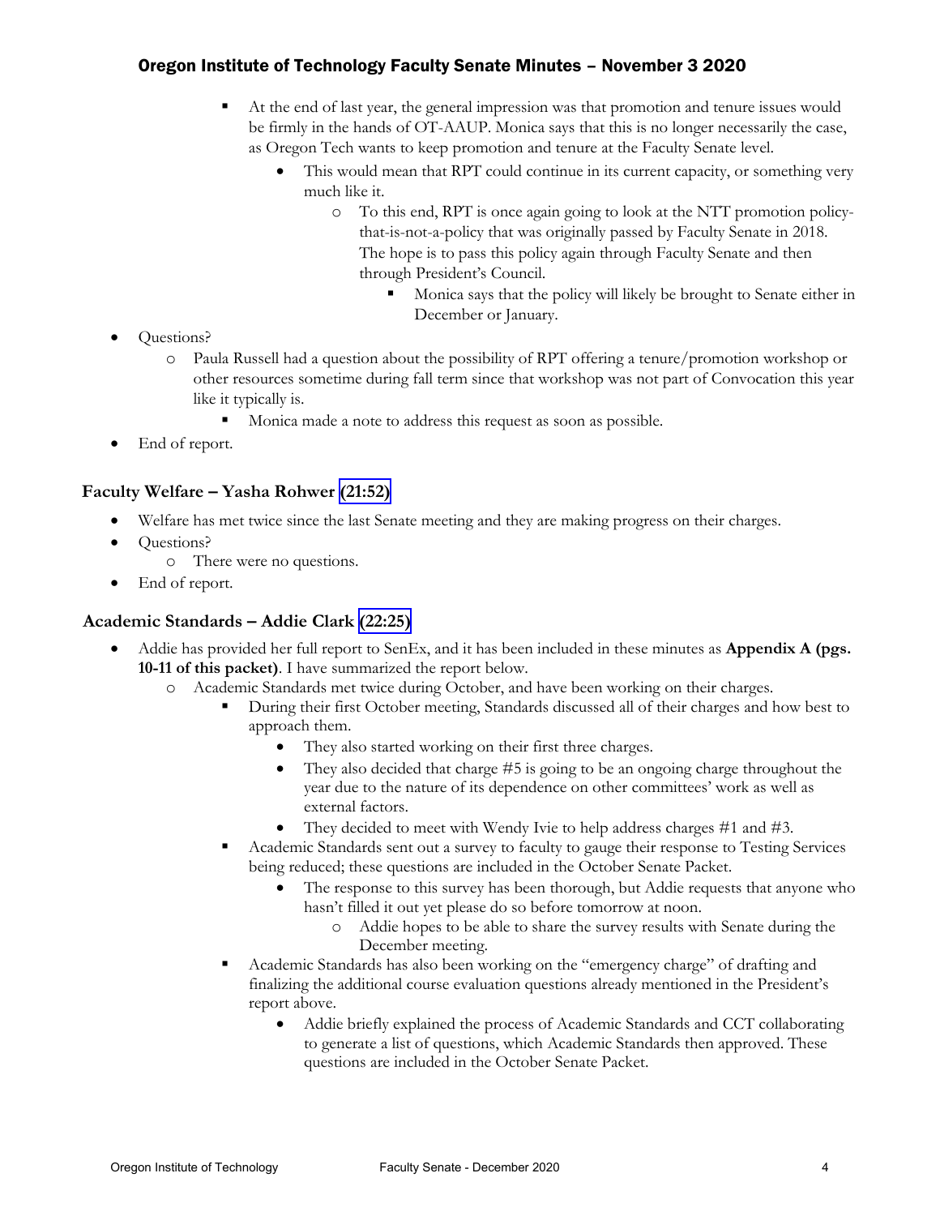- At the end of last year, the general impression was that promotion and tenure issues would be firmly in the hands of OT-AAUP. Monica says that this is no longer necessarily the case, as Oregon Tech wants to keep promotion and tenure at the Faculty Senate level.
  - This would mean that RPT could continue in its current capacity, or something very much like it.
    - To this end, RPT is once again going to look at the NTT promotion policy-that-is-not-a-policy that was originally passed by Faculty Senate in 2018. The hope is to pass this policy again through Faculty Senate and then through President's Council.
      - Monica says that the policy will likely be brought to Senate either in December or January.

- Questions?
  - Paula Russell had a question about the possibility of RPT offering a tenure/promotion workshop or other resources sometime during fall term since that workshop was not part of Convocation this year like it typically is.
    - Monica made a note to address this request as soon as possible.
- End of report.

### Faculty Welfare – Yasha Rohwer (21:52)

- Welfare has met twice since the last Senate meeting and they are making progress on their charges.
- Questions?
  - There were no questions.
- End of report.

### Academic Standards – Addie Clark (22:25)

- Addie has provided her full report to SenEx, and it has been included in these minutes as **Appendix A (pgs. 10-11 of this packet)**. I have summarized the report below.
  - Academic Standards met twice during October, and have been working on their charges.
    - During their first October meeting, Standards discussed all of their charges and how best to approach them.
      - They also started working on their first three charges.
      - They also decided that charge #5 is going to be an ongoing charge throughout the year due to the nature of its dependence on other committees' work as well as external factors.
      - They decided to meet with Wendy Ivie to help address charges #1 and #3.
    - Academic Standards sent out a survey to faculty to gauge their response to Testing Services being reduced; these questions are included in the October Senate Packet.
      - The response to this survey has been thorough, but Addie requests that anyone who hasn't filled it out yet please do so before tomorrow at noon.
        - Addie hopes to be able to share the survey results with Senate during the December meeting.
    - Academic Standards has also been working on the "emergency charge" of drafting and finalizing the additional course evaluation questions already mentioned in the President's report above.
      - Addie briefly explained the process of Academic Standards and CCT collaborating to generate a list of questions, which Academic Standards then approved. These questions are included in the October Senate Packet.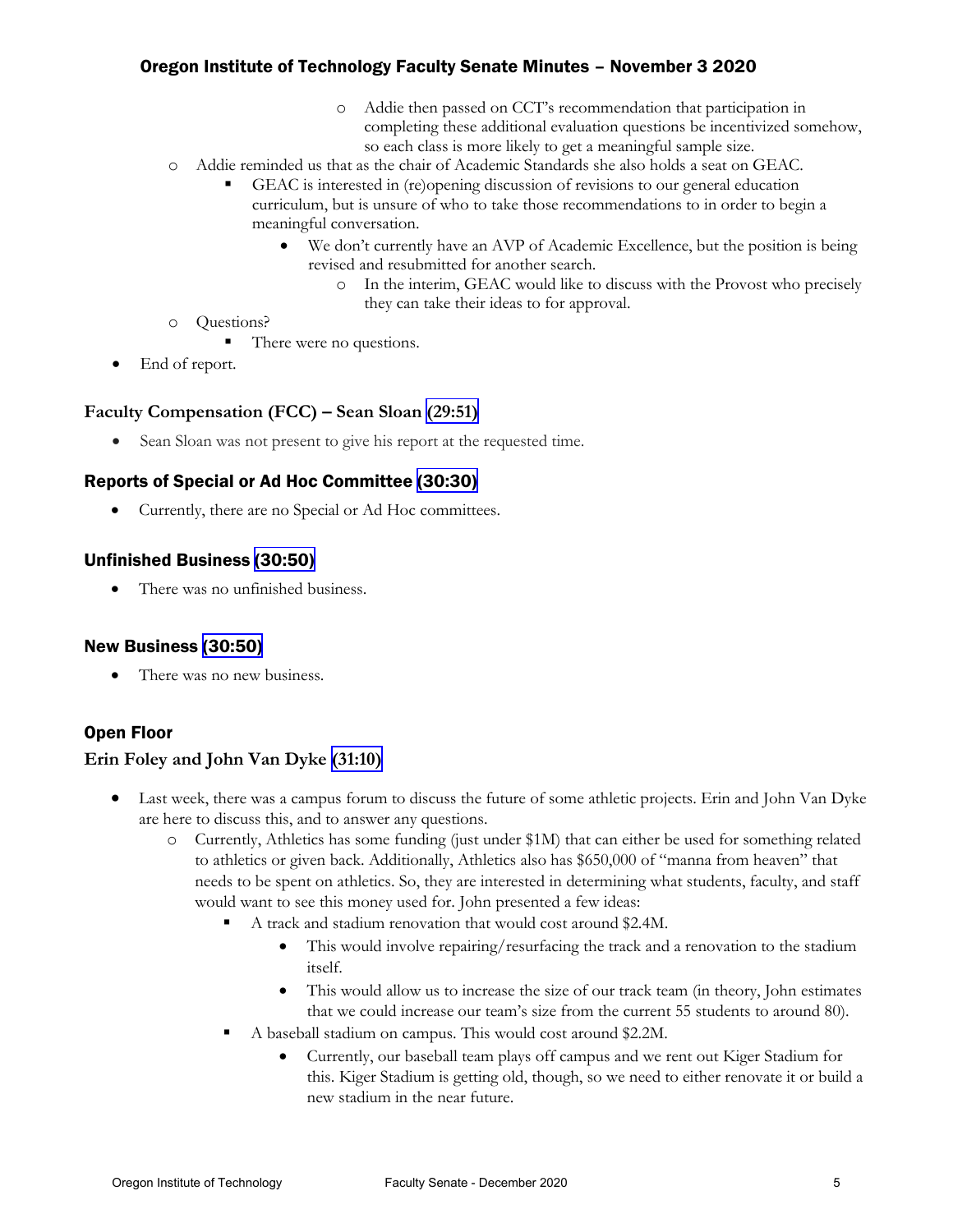- Addie then passed on CCT's recommendation that participation in completing these additional evaluation questions be incentivized somehow, so each class is more likely to get a meaningful sample size.
- Addie reminded us that as the chair of Academic Standards she also holds a seat on GEAC.
  - GEAC is interested in (re)opening discussion of revisions to our general education curriculum, but is unsure of who to take those recommendations to in order to begin a meaningful conversation.
    - We don't currently have an AVP of Academic Excellence, but the position is being revised and resubmitted for another search.
      - In the interim, GEAC would like to discuss with the Provost who precisely they can take their ideas to for approval.
- Questions?
  - There were no questions.

- End of report.

### Faculty Compensation (FCC) – Sean Sloan [(29:51)]

- Sean Sloan was not present to give his report at the requested time.

## Reports of Special or Ad Hoc Committee [(30:30)]

- Currently, there are no Special or Ad Hoc committees.

## Unfinished Business [(30:50)]

- There was no unfinished business.

## New Business [(30:50)]

- There was no new business.

## Open Floor

### Erin Foley and John Van Dyke [(31:10)]

- Last week, there was a campus forum to discuss the future of some athletic projects. Erin and John Van Dyke are here to discuss this, and to answer any questions.
  - Currently, Athletics has some funding (just under $1M) that can either be used for something related to athletics or given back. Additionally, Athletics also has $650,000 of "manna from heaven" that needs to be spent on athletics. So, they are interested in determining what students, faculty, and staff would want to see this money used for. John presented a few ideas:
    - A track and stadium renovation that would cost around $2.4M.
      - This would involve repairing/resurfacing the track and a renovation to the stadium itself.
      - This would allow us to increase the size of our track team (in theory, John estimates that we could increase our team's size from the current 55 students to around 80).
    - A baseball stadium on campus. This would cost around $2.2M.
      - Currently, our baseball team plays off campus and we rent out Kiger Stadium for this. Kiger Stadium is getting old, though, so we need to either renovate it or build a new stadium in the near future.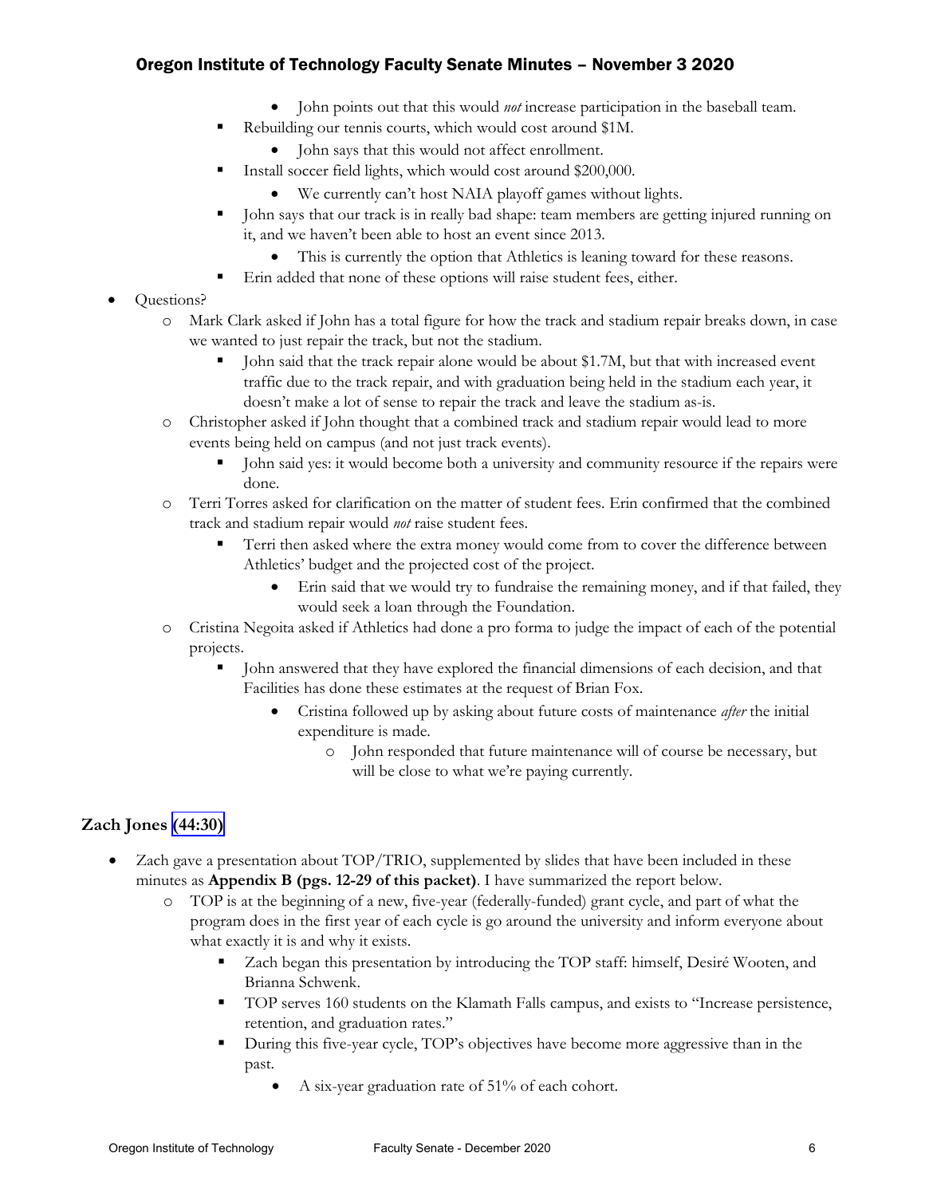- John points out that this would *not* increase participation in the baseball team.
    - Rebuilding our tennis courts, which would cost around $1M.
      - John says that this would not affect enrollment.
    - Install soccer field lights, which would cost around $200,000.
      - We currently can't host NAIA playoff games without lights.
    - John says that our track is in really bad shape: team members are getting injured running on it, and we haven't been able to host an event since 2013.
      - This is currently the option that Athletics is leaning toward for these reasons.
    - Erin added that none of these options will raise student fees, either.
- Questions?
  - Mark Clark asked if John has a total figure for how the track and stadium repair breaks down, in case we wanted to just repair the track, but not the stadium.
    - John said that the track repair alone would be about $1.7M, but that with increased event traffic due to the track repair, and with graduation being held in the stadium each year, it doesn't make a lot of sense to repair the track and leave the stadium as-is.
  - Christopher asked if John thought that a combined track and stadium repair would lead to more events being held on campus (and not just track events).
    - John said yes: it would become both a university and community resource if the repairs were done.
  - Terri Torres asked for clarification on the matter of student fees. Erin confirmed that the combined track and stadium repair would *not* raise student fees.
    - Terri then asked where the extra money would come from to cover the difference between Athletics' budget and the projected cost of the project.
      - Erin said that we would try to fundraise the remaining money, and if that failed, they would seek a loan through the Foundation.
  - Cristina Negoita asked if Athletics had done a pro forma to judge the impact of each of the potential projects.
    - John answered that they have explored the financial dimensions of each decision, and that Facilities has done these estimates at the request of Brian Fox.
      - Cristina followed up by asking about future costs of maintenance *after* the initial expenditure is made.
        - John responded that future maintenance will of course be necessary, but will be close to what we're paying currently.

## Zach Jones (44:30)

- Zach gave a presentation about TOP/TRIO, supplemented by slides that have been included in these minutes as **Appendix B (pgs. 12-29 of this packet)**. I have summarized the report below.
  - TOP is at the beginning of a new, five-year (federally-funded) grant cycle, and part of what the program does in the first year of each cycle is go around the university and inform everyone about what exactly it is and why it exists.
    - Zach began this presentation by introducing the TOP staff: himself, Desiré Wooten, and Brianna Schwenk.
    - TOP serves 160 students on the Klamath Falls campus, and exists to "Increase persistence, retention, and graduation rates."
    - During this five-year cycle, TOP's objectives have become more aggressive than in the past.
      - A six-year graduation rate of 51% of each cohort.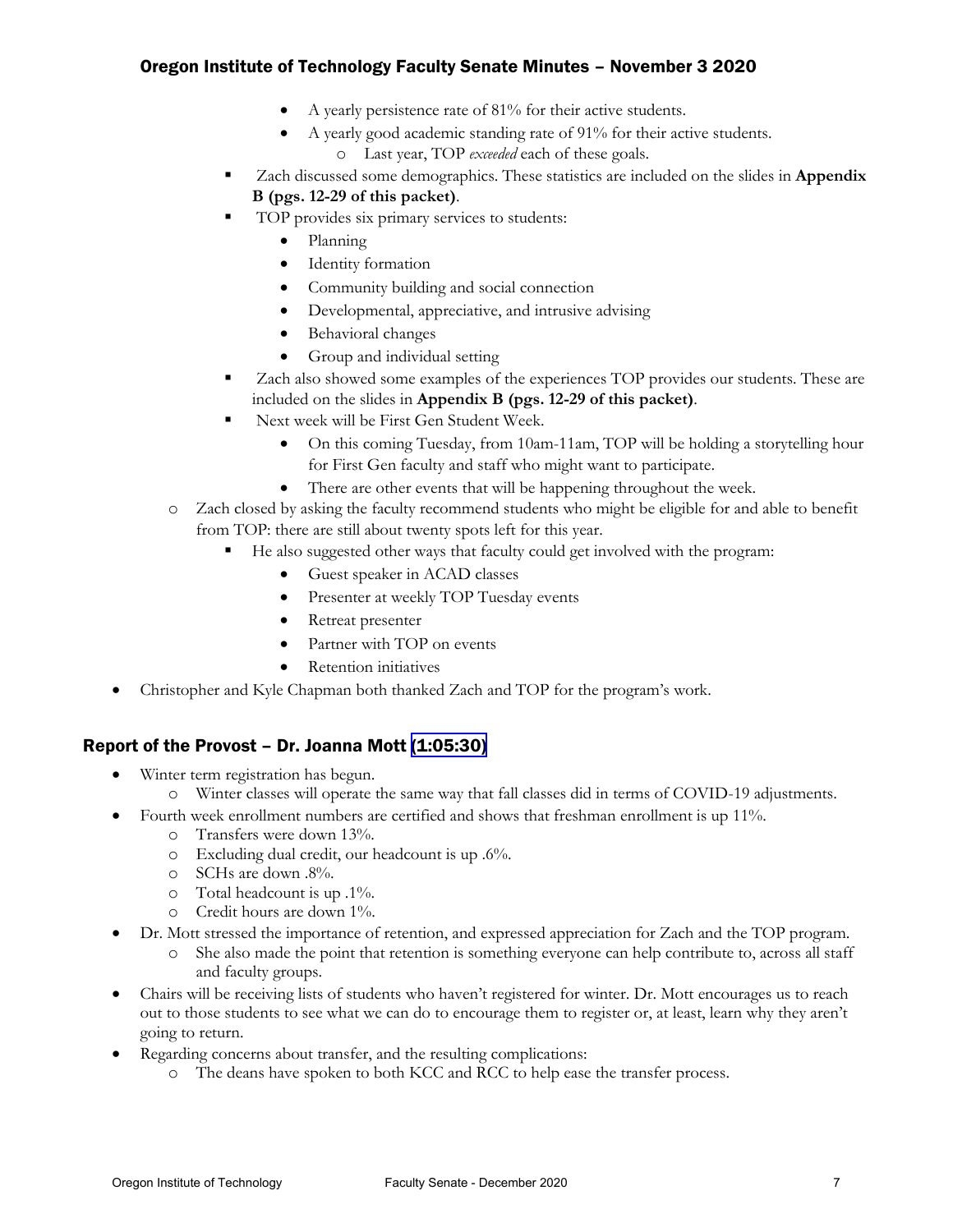- A yearly persistence rate of 81% for their active students.
- A yearly good academic standing rate of 91% for their active students.
  - Last year, TOP *exceeded* each of these goals.
- Zach discussed some demographics. These statistics are included on the slides in **Appendix B (pgs. 12-29 of this packet)**.
- TOP provides six primary services to students:
  - Planning
  - Identity formation
  - Community building and social connection
  - Developmental, appreciative, and intrusive advising
  - Behavioral changes
  - Group and individual setting
- Zach also showed some examples of the experiences TOP provides our students. These are included on the slides in **Appendix B (pgs. 12-29 of this packet)**.
- Next week will be First Gen Student Week.
  - On this coming Tuesday, from 10am-11am, TOP will be holding a storytelling hour for First Gen faculty and staff who might want to participate.
  - There are other events that will be happening throughout the week.
- Zach closed by asking the faculty recommend students who might be eligible for and able to benefit from TOP: there are still about twenty spots left for this year.
  - He also suggested other ways that faculty could get involved with the program:
    - Guest speaker in ACAD classes
    - Presenter at weekly TOP Tuesday events
    - Retreat presenter
    - Partner with TOP on events
    - Retention initiatives
- Christopher and Kyle Chapman both thanked Zach and TOP for the program's work.

## Report of the Provost – Dr. Joanna Mott (1:05:30)

- Winter term registration has begun.
  - Winter classes will operate the same way that fall classes did in terms of COVID-19 adjustments.
- Fourth week enrollment numbers are certified and shows that freshman enrollment is up 11%.
  - Transfers were down 13%.
  - Excluding dual credit, our headcount is up .6%.
  - SCHs are down .8%.
  - Total headcount is up .1%.
  - Credit hours are down 1%.
- Dr. Mott stressed the importance of retention, and expressed appreciation for Zach and the TOP program.
  - She also made the point that retention is something everyone can help contribute to, across all staff and faculty groups.
- Chairs will be receiving lists of students who haven't registered for winter. Dr. Mott encourages us to reach out to those students to see what we can do to encourage them to register or, at least, learn why they aren't going to return.
- Regarding concerns about transfer, and the resulting complications:
  - The deans have spoken to both KCC and RCC to help ease the transfer process.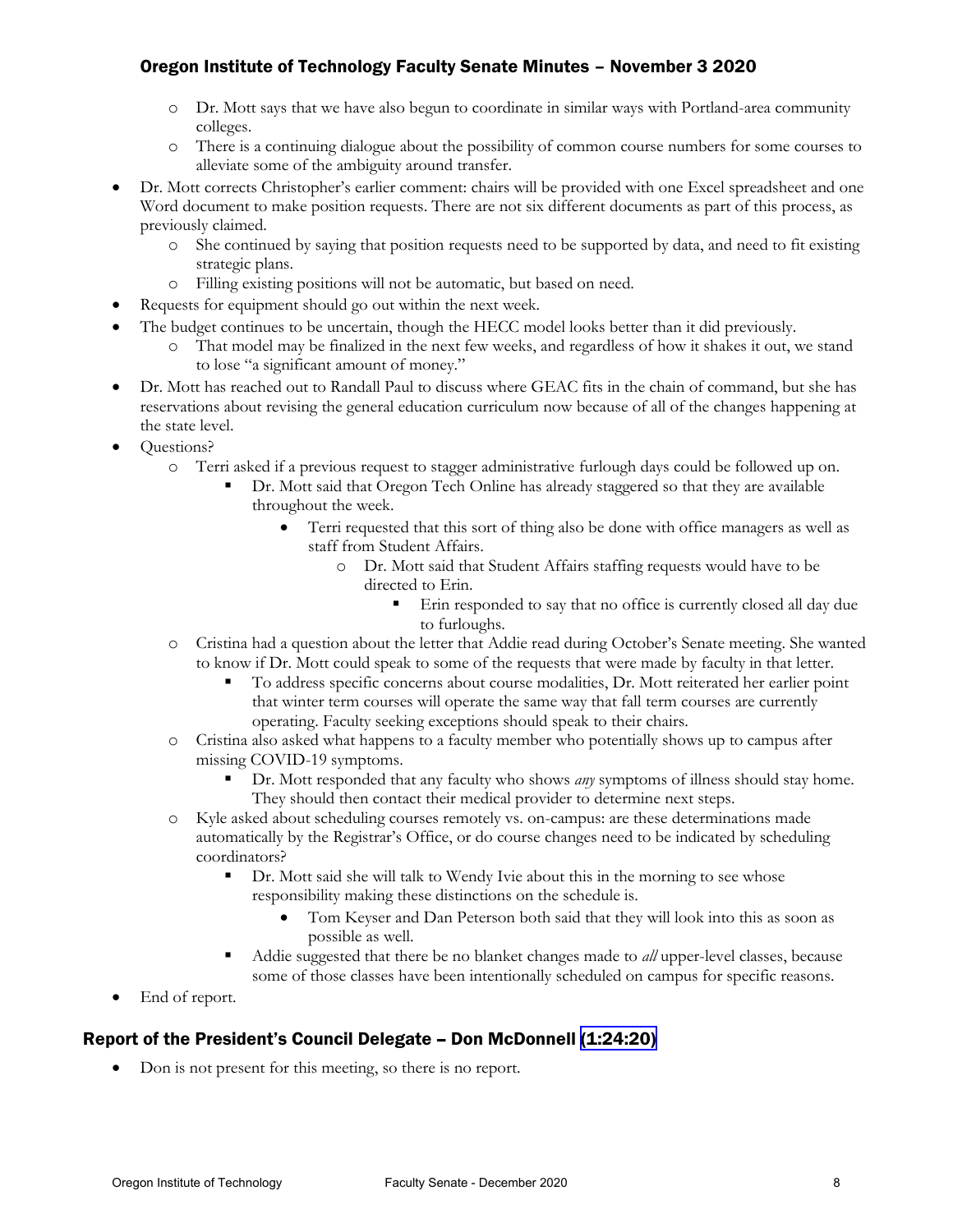- Dr. Mott says that we have also begun to coordinate in similar ways with Portland-area community colleges.
  - There is a continuing dialogue about the possibility of common course numbers for some courses to alleviate some of the ambiguity around transfer.
- Dr. Mott corrects Christopher's earlier comment: chairs will be provided with one Excel spreadsheet and one Word document to make position requests. There are not six different documents as part of this process, as previously claimed.
  - She continued by saying that position requests need to be supported by data, and need to fit existing strategic plans.
  - Filling existing positions will not be automatic, but based on need.
- Requests for equipment should go out within the next week.
- The budget continues to be uncertain, though the HECC model looks better than it did previously.
  - That model may be finalized in the next few weeks, and regardless of how it shakes it out, we stand to lose "a significant amount of money."
- Dr. Mott has reached out to Randall Paul to discuss where GEAC fits in the chain of command, but she has reservations about revising the general education curriculum now because of all of the changes happening at the state level.
- Questions?
  - Terri asked if a previous request to stagger administrative furlough days could be followed up on.
    - Dr. Mott said that Oregon Tech Online has already staggered so that they are available throughout the week.
      - Terri requested that this sort of thing also be done with office managers as well as staff from Student Affairs.
        - Dr. Mott said that Student Affairs staffing requests would have to be directed to Erin.
          - Erin responded to say that no office is currently closed all day due to furloughs.
  - Cristina had a question about the letter that Addie read during October's Senate meeting. She wanted to know if Dr. Mott could speak to some of the requests that were made by faculty in that letter.
    - To address specific concerns about course modalities, Dr. Mott reiterated her earlier point that winter term courses will operate the same way that fall term courses are currently operating. Faculty seeking exceptions should speak to their chairs.
  - Cristina also asked what happens to a faculty member who potentially shows up to campus after missing COVID-19 symptoms.
    - Dr. Mott responded that any faculty who shows *any* symptoms of illness should stay home. They should then contact their medical provider to determine next steps.
  - Kyle asked about scheduling courses remotely vs. on-campus: are these determinations made automatically by the Registrar's Office, or do course changes need to be indicated by scheduling coordinators?
    - Dr. Mott said she will talk to Wendy Ivie about this in the morning to see whose responsibility making these distinctions on the schedule is.
      - Tom Keyser and Dan Peterson both said that they will look into this as soon as possible as well.
    - Addie suggested that there be no blanket changes made to *all* upper-level classes, because some of those classes have been intentionally scheduled on campus for specific reasons.
- End of report.

## Report of the President's Council Delegate – Don McDonnell (1:24:20)

- Don is not present for this meeting, so there is no report.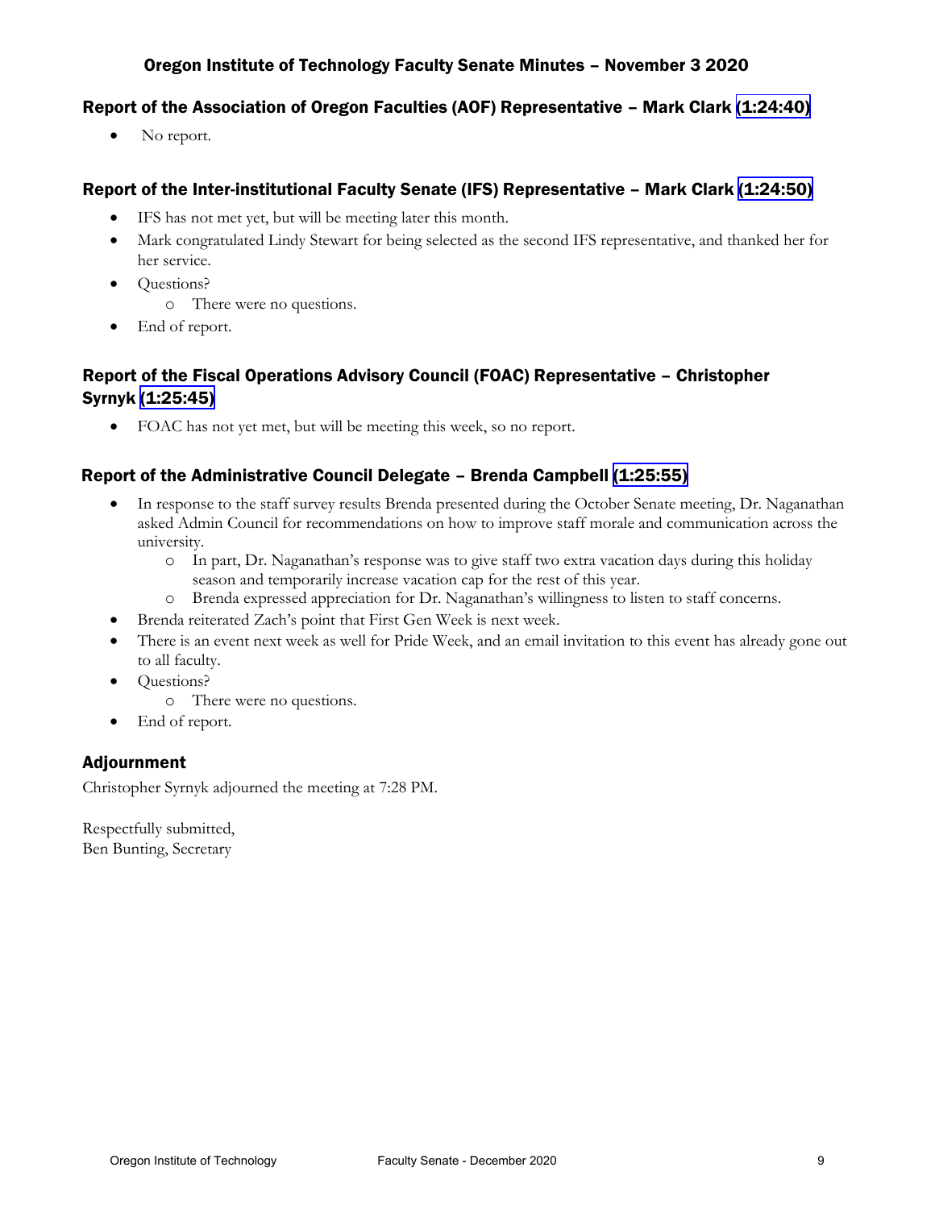### Report of the Association of Oregon Faculties (AOF) Representative – Mark Clark (1:24:40)

- No report.

### Report of the Inter-institutional Faculty Senate (IFS) Representative – Mark Clark (1:24:50)

- IFS has not met yet, but will be meeting later this month.
- Mark congratulated Lindy Stewart for being selected as the second IFS representative, and thanked her for her service.
- Questions?
  - There were no questions.
- End of report.

### Report of the Fiscal Operations Advisory Council (FOAC) Representative – Christopher Syrnyk (1:25:45)

- FOAC has not yet met, but will be meeting this week, so no report.

### Report of the Administrative Council Delegate – Brenda Campbell (1:25:55)

- In response to the staff survey results Brenda presented during the October Senate meeting, Dr. Naganathan asked Admin Council for recommendations on how to improve staff morale and communication across the university.
  - In part, Dr. Naganathan's response was to give staff two extra vacation days during this holiday season and temporarily increase vacation cap for the rest of this year.
  - Brenda expressed appreciation for Dr. Naganathan's willingness to listen to staff concerns.
- Brenda reiterated Zach's point that First Gen Week is next week.
- There is an event next week as well for Pride Week, and an email invitation to this event has already gone out to all faculty.
- Questions?
  - There were no questions.
- End of report.

### Adjournment

Christopher Syrnyk adjourned the meeting at 7:28 PM.

Respectfully submitted,
Ben Bunting, Secretary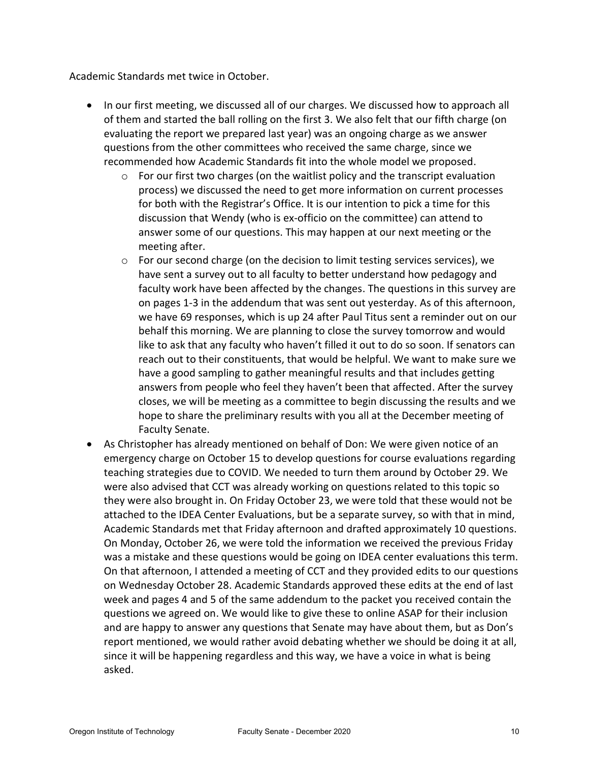Academic Standards met twice in October.

- In our first meeting, we discussed all of our charges. We discussed how to approach all of them and started the ball rolling on the first 3. We also felt that our fifth charge (on evaluating the report we prepared last year) was an ongoing charge as we answer questions from the other committees who received the same charge, since we recommended how Academic Standards fit into the whole model we proposed.
    - For our first two charges (on the waitlist policy and the transcript evaluation process) we discussed the need to get more information on current processes for both with the Registrar's Office. It is our intention to pick a time for this discussion that Wendy (who is ex-officio on the committee) can attend to answer some of our questions. This may happen at our next meeting or the meeting after.
    - For our second charge (on the decision to limit testing services services), we have sent a survey out to all faculty to better understand how pedagogy and faculty work have been affected by the changes. The questions in this survey are on pages 1-3 in the addendum that was sent out yesterday. As of this afternoon, we have 69 responses, which is up 24 after Paul Titus sent a reminder out on our behalf this morning. We are planning to close the survey tomorrow and would like to ask that any faculty who haven't filled it out to do so soon. If senators can reach out to their constituents, that would be helpful. We want to make sure we have a good sampling to gather meaningful results and that includes getting answers from people who feel they haven't been that affected. After the survey closes, we will be meeting as a committee to begin discussing the results and we hope to share the preliminary results with you all at the December meeting of Faculty Senate.
- As Christopher has already mentioned on behalf of Don: We were given notice of an emergency charge on October 15 to develop questions for course evaluations regarding teaching strategies due to COVID. We needed to turn them around by October 29. We were also advised that CCT was already working on questions related to this topic so they were also brought in. On Friday October 23, we were told that these would not be attached to the IDEA Center Evaluations, but be a separate survey, so with that in mind, Academic Standards met that Friday afternoon and drafted approximately 10 questions. On Monday, October 26, we were told the information we received the previous Friday was a mistake and these questions would be going on IDEA center evaluations this term. On that afternoon, I attended a meeting of CCT and they provided edits to our questions on Wednesday October 28. Academic Standards approved these edits at the end of last week and pages 4 and 5 of the same addendum to the packet you received contain the questions we agreed on. We would like to give these to online ASAP for their inclusion and are happy to answer any questions that Senate may have about them, but as Don's report mentioned, we would rather avoid debating whether we should be doing it at all, since it will be happening regardless and this way, we have a voice in what is being asked.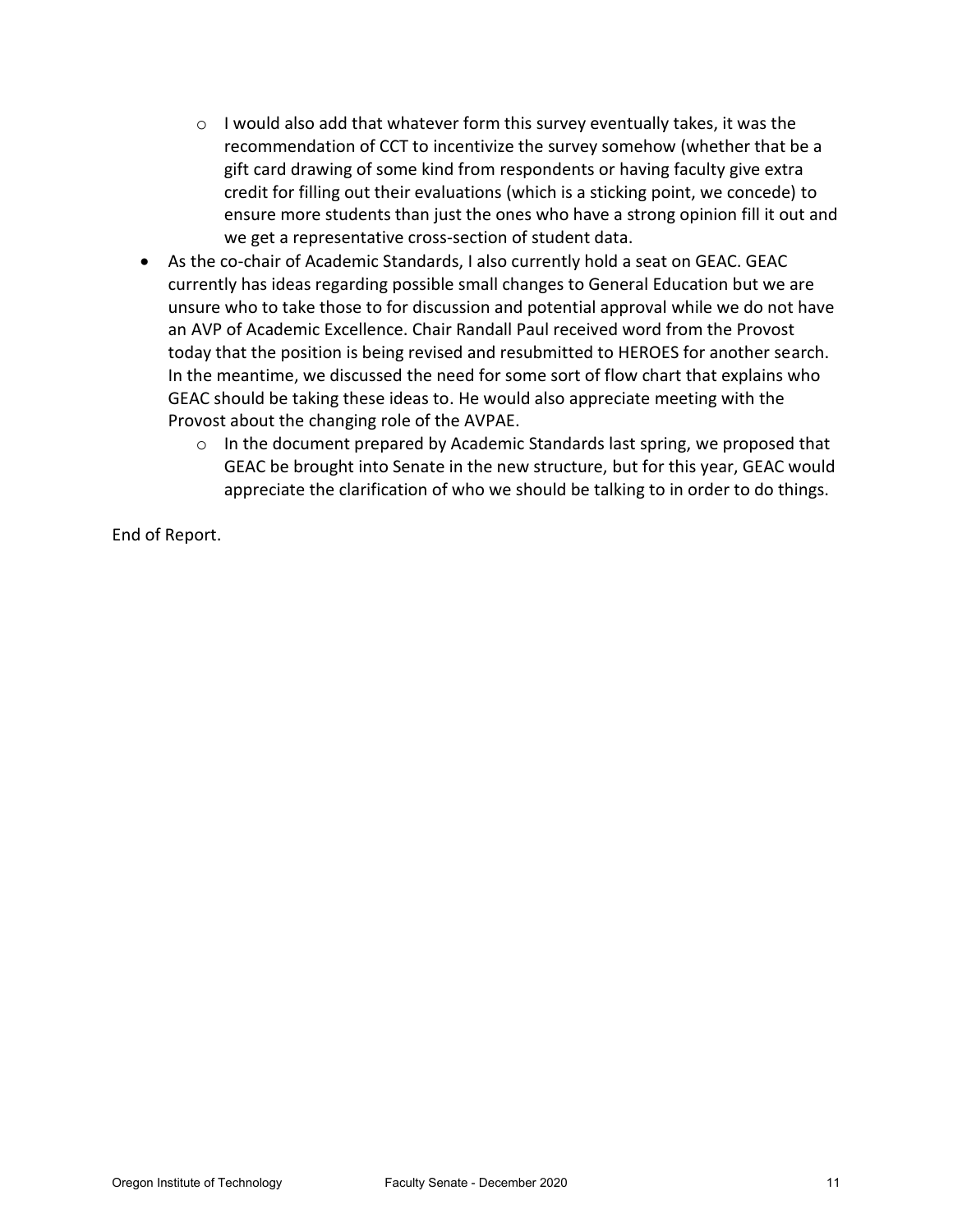- I would also add that whatever form this survey eventually takes, it was the recommendation of CCT to incentivize the survey somehow (whether that be a gift card drawing of some kind from respondents or having faculty give extra credit for filling out their evaluations (which is a sticking point, we concede) to ensure more students than just the ones who have a strong opinion fill it out and we get a representative cross-section of student data.
- As the co-chair of Academic Standards, I also currently hold a seat on GEAC. GEAC currently has ideas regarding possible small changes to General Education but we are unsure who to take those to for discussion and potential approval while we do not have an AVP of Academic Excellence. Chair Randall Paul received word from the Provost today that the position is being revised and resubmitted to HEROES for another search. In the meantime, we discussed the need for some sort of flow chart that explains who GEAC should be taking these ideas to. He would also appreciate meeting with the Provost about the changing role of the AVPAE.
    - In the document prepared by Academic Standards last spring, we proposed that GEAC be brought into Senate in the new structure, but for this year, GEAC would appreciate the clarification of who we should be talking to in order to do things.

End of Report.